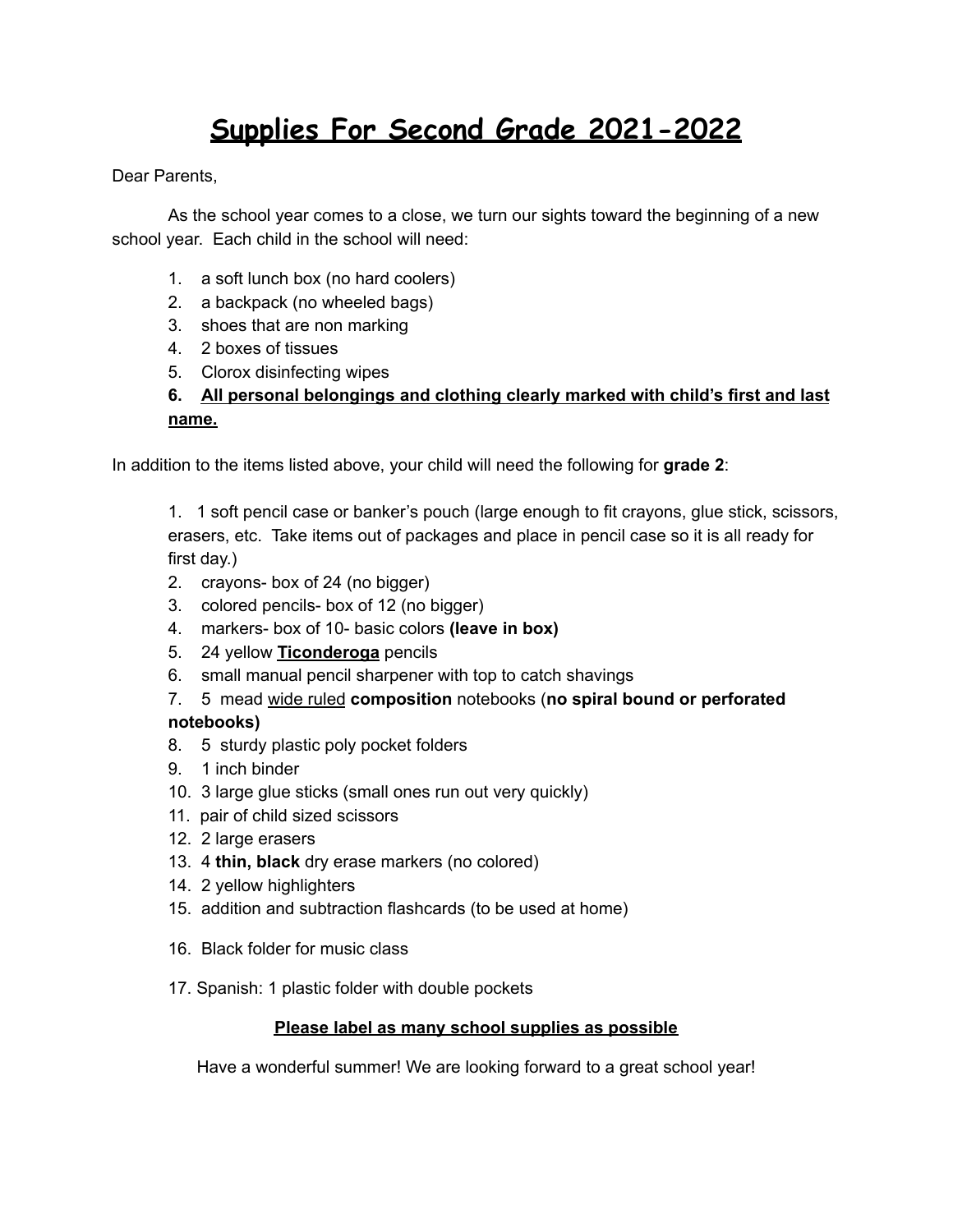# <u>Supplies For Second Grade 2021-2022</u>

Dear Parents,

As the school year comes to a close, we turn our sights toward the beginning of a new school year. Each child in the school will need:

1. a soft lunch box (no hard coolers)
2. a backpack (no wheeled bags)
3. shoes that are non marking
4. 2 boxes of tissues
5. Clorox disinfecting wipes
6. **<u>All personal belongings and clothing clearly marked with child's first and last name.</u>**

In addition to the items listed above, your child will need the following for **grade 2**:

1. 1 soft pencil case or banker's pouch (large enough to fit crayons, glue stick, scissors, erasers, etc. Take items out of packages and place in pencil case so it is all ready for first day.)
2. crayons- box of 24 (no bigger)
3. colored pencils- box of 12 (no bigger)
4. markers- box of 10- basic colors **(leave in box)**
5. 24 yellow **<u>Ticonderoga</u>** pencils
6. small manual pencil sharpener with top to catch shavings
7. 5 mead <u>wide ruled</u> **composition** notebooks (**no spiral bound or perforated notebooks)**
8. 5 sturdy plastic poly pocket folders
9. 1 inch binder
10. 3 large glue sticks (small ones run out very quickly)
11. pair of child sized scissors
12. 2 large erasers
13. 4 **thin, black** dry erase markers (no colored)
14. 2 yellow highlighters
15. addition and subtraction flashcards (to be used at home)
16. Black folder for music class
17. Spanish: 1 plastic folder with double pockets

**<u>Please label as many school supplies as possible</u>**

Have a wonderful summer! We are looking forward to a great school year!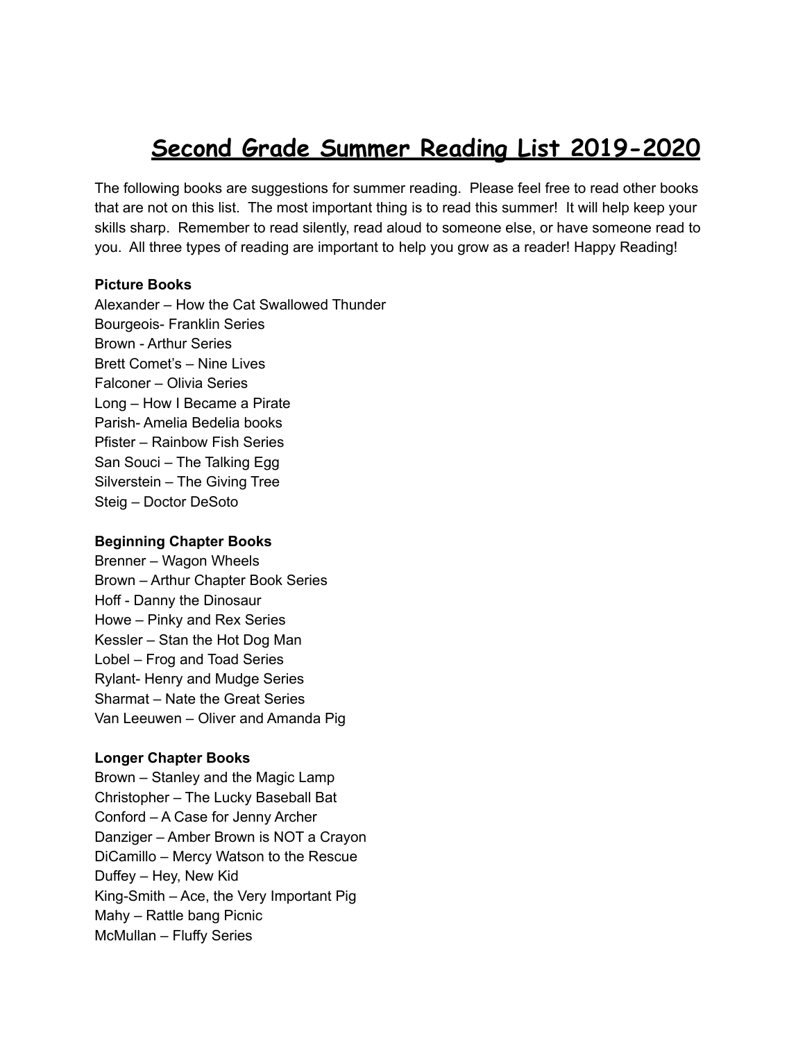# Second Grade Summer Reading List 2019-2020

The following books are suggestions for summer reading. Please feel free to read other books that are not on this list. The most important thing is to read this summer! It will help keep your skills sharp. Remember to read silently, read aloud to someone else, or have someone read to you. All three types of reading are important to help you grow as a reader! Happy Reading!

**Picture Books**

Alexander – How the Cat Swallowed Thunder
Bourgeois- Franklin Series
Brown - Arthur Series
Brett Comet's – Nine Lives
Falconer – Olivia Series
Long – How I Became a Pirate
Parish- Amelia Bedelia books
Pfister – Rainbow Fish Series
San Souci – The Talking Egg
Silverstein – The Giving Tree
Steig – Doctor DeSoto

**Beginning Chapter Books**

Brenner – Wagon Wheels
Brown – Arthur Chapter Book Series
Hoff - Danny the Dinosaur
Howe – Pinky and Rex Series
Kessler – Stan the Hot Dog Man
Lobel – Frog and Toad Series
Rylant- Henry and Mudge Series
Sharmat – Nate the Great Series
Van Leeuwen – Oliver and Amanda Pig

**Longer Chapter Books**

Brown – Stanley and the Magic Lamp
Christopher – The Lucky Baseball Bat
Conford – A Case for Jenny Archer
Danziger – Amber Brown is NOT a Crayon
DiCamillo – Mercy Watson to the Rescue
Duffey – Hey, New Kid
King-Smith – Ace, the Very Important Pig
Mahy – Rattle bang Picnic
McMullan – Fluffy Series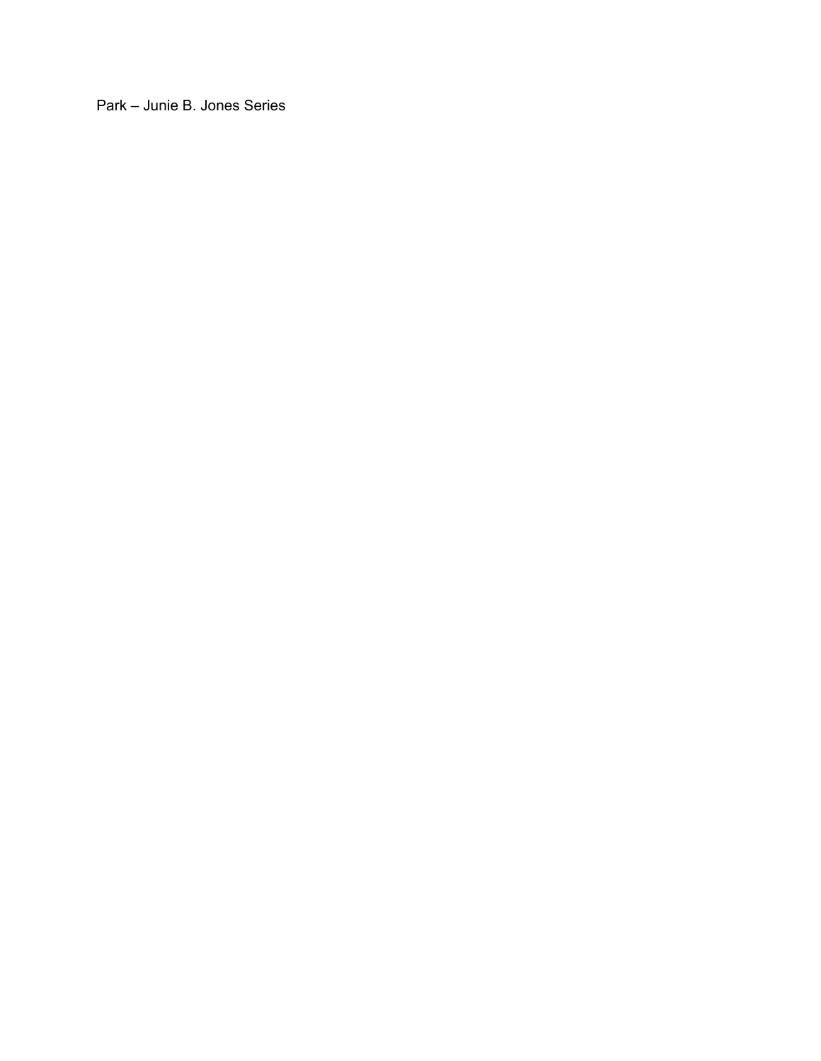Park – Junie B. Jones Series